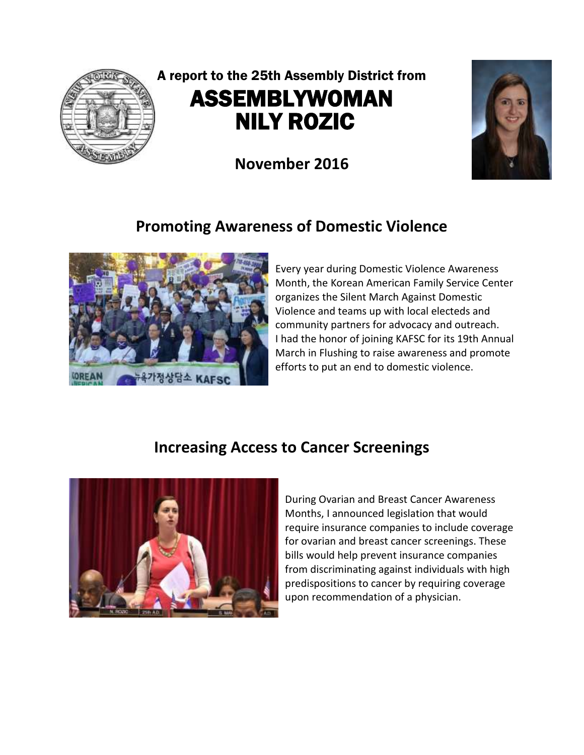A report to the 25th Assembly District from

# ASSEMBLYWOMAN NILY ROZIC

**November 2016**

## Promoting Awareness of Domestic Violence

Every year during Domestic Violence Awareness Month, the Korean American Family Service Center organizes the Silent March Against Domestic Violence and teams up with local electeds and community partners for advocacy and outreach. I had the honor of joining KAFSC for its 19th Annual March in Flushing to raise awareness and promote efforts to put an end to domestic violence.

## Increasing Access to Cancer Screenings

During Ovarian and Breast Cancer Awareness Months, I announced legislation that would require insurance companies to include coverage for ovarian and breast cancer screenings. These bills would help prevent insurance companies from discriminating against individuals with high predispositions to cancer by requiring coverage upon recommendation of a physician.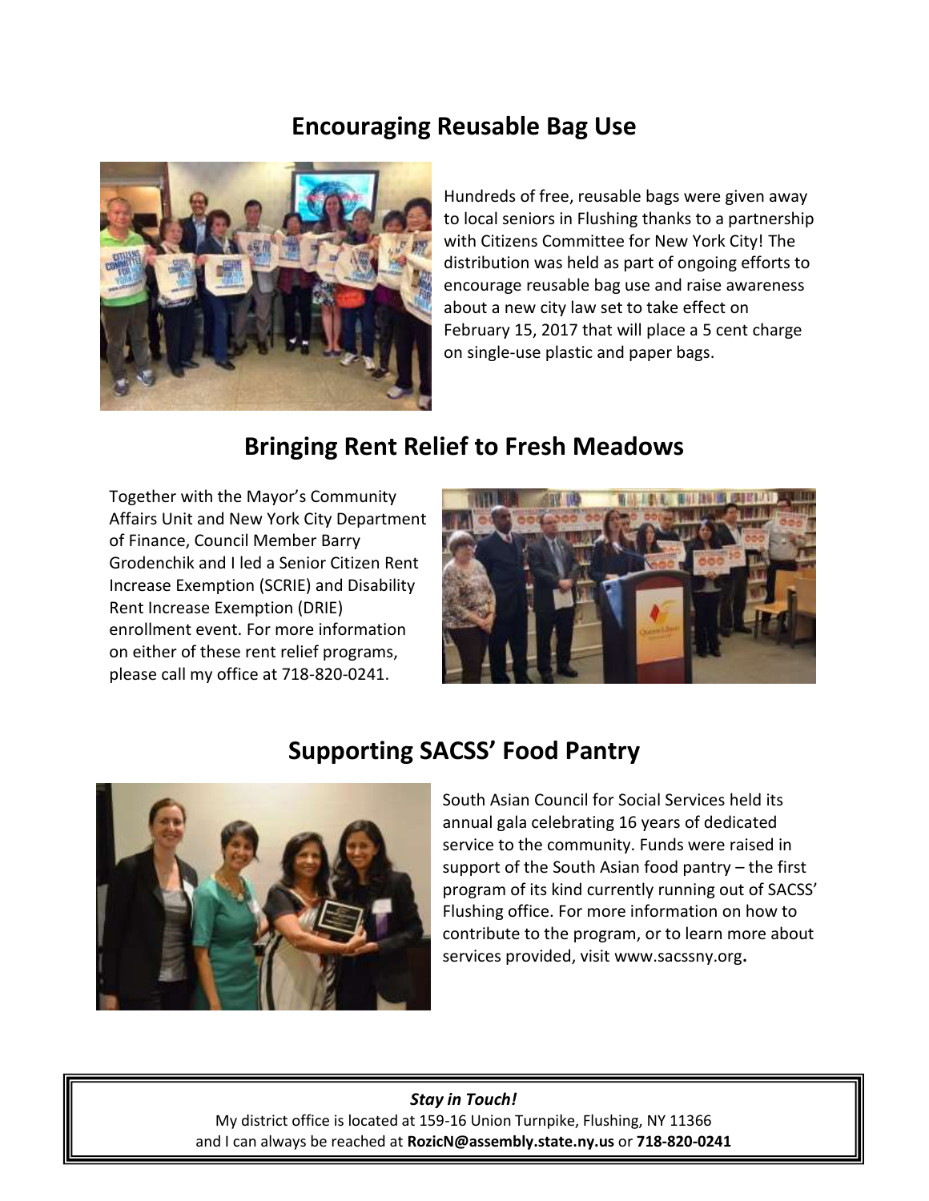## Encouraging Reusable Bag Use

Hundreds of free, reusable bags were given away to local seniors in Flushing thanks to a partnership with Citizens Committee for New York City! The distribution was held as part of ongoing efforts to encourage reusable bag use and raise awareness about a new city law set to take effect on February 15, 2017 that will place a 5 cent charge on single-use plastic and paper bags.

## Bringing Rent Relief to Fresh Meadows

Together with the Mayor's Community Affairs Unit and New York City Department of Finance, Council Member Barry Grodenchik and I led a Senior Citizen Rent Increase Exemption (SCRIE) and Disability Rent Increase Exemption (DRIE) enrollment event. For more information on either of these rent relief programs, please call my office at 718-820-0241.

## Supporting SACSS' Food Pantry

South Asian Council for Social Services held its annual gala celebrating 16 years of dedicated service to the community. Funds were raised in support of the South Asian food pantry – the first program of its kind currently running out of SACSS' Flushing office. For more information on how to contribute to the program, or to learn more about services provided, visit www.sacssny.org**.**

***Stay in Touch!***

My district office is located at 159-16 Union Turnpike, Flushing, NY 11366
and I can always be reached at **RozicN@assembly.state.ny.us** or **718-820-0241**